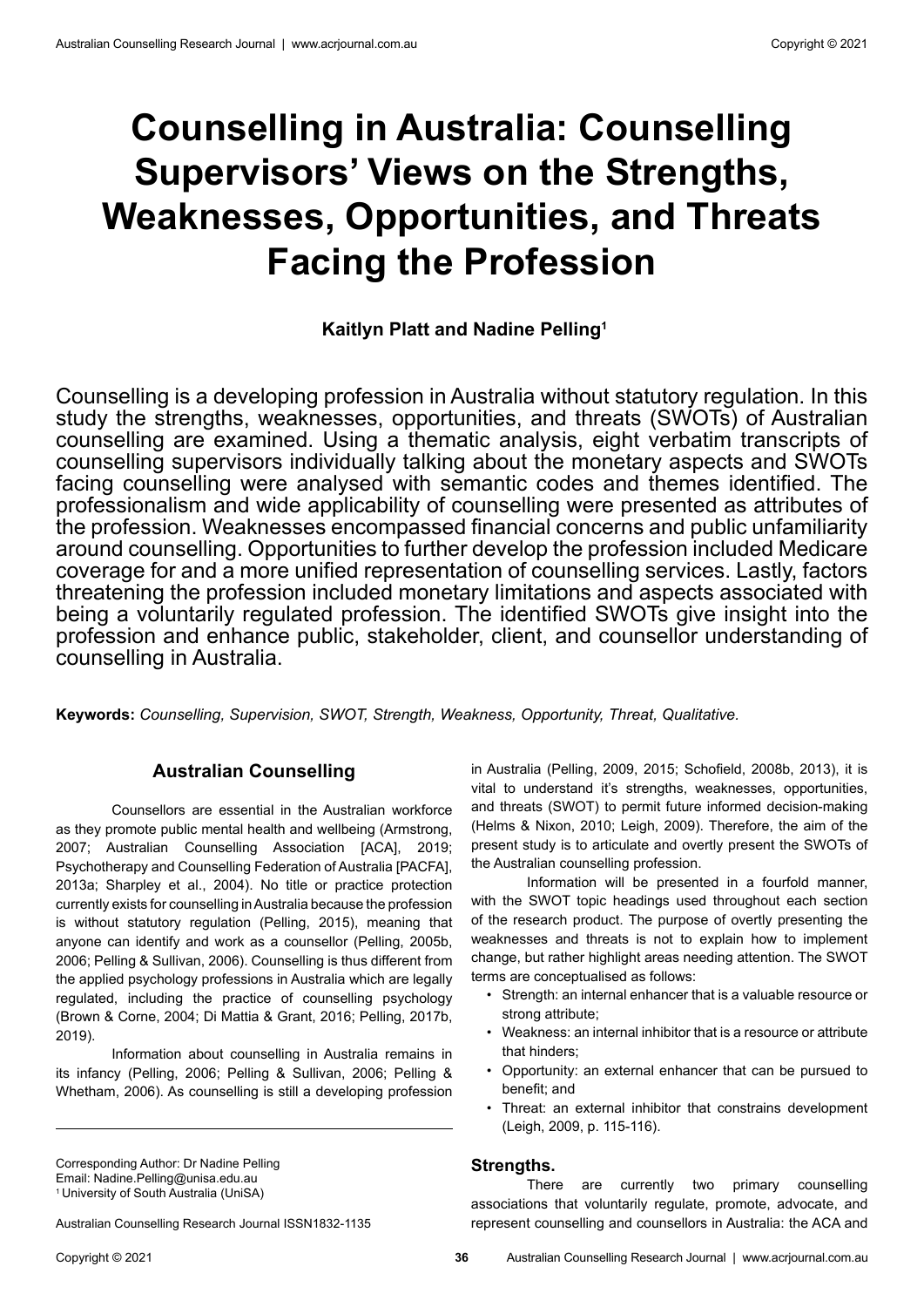# Counselling in Australia: Counselling Supervisors' Views on the Strengths, Weaknesses, Opportunities, and Threats Facing the Profession

**Kaitlyn Platt and Nadine Pelling[1]**

Counselling is a developing profession in Australia without statutory regulation. In this study the strengths, weaknesses, opportunities, and threats (SWOTs) of Australian counselling are examined. Using a thematic analysis, eight verbatim transcripts of counselling supervisors individually talking about the monetary aspects and SWOTs facing counselling were analysed with semantic codes and themes identified. The professionalism and wide applicability of counselling were presented as attributes of the profession. Weaknesses encompassed financial concerns and public unfamiliarity around counselling. Opportunities to further develop the profession included Medicare coverage for and a more unified representation of counselling services. Lastly, factors threatening the profession included monetary limitations and aspects associated with being a voluntarily regulated profession. The identified SWOTs give insight into the profession and enhance public, stakeholder, client, and counsellor understanding of counselling in Australia.

**Keywords:** *Counselling, Supervision, SWOT, Strength, Weakness, Opportunity, Threat, Qualitative.*

## Australian Counselling

Counsellors are essential in the Australian workforce as they promote public mental health and wellbeing (Armstrong, 2007; Australian Counselling Association [ACA], 2019; Psychotherapy and Counselling Federation of Australia [PACFA], 2013a; Sharpley et al., 2004). No title or practice protection currently exists for counselling in Australia because the profession is without statutory regulation (Pelling, 2015), meaning that anyone can identify and work as a counsellor (Pelling, 2005b, 2006; Pelling & Sullivan, 2006). Counselling is thus different from the applied psychology professions in Australia which are legally regulated, including the practice of counselling psychology (Brown & Corne, 2004; Di Mattia & Grant, 2016; Pelling, 2017b, 2019).

Information about counselling in Australia remains in its infancy (Pelling, 2006; Pelling & Sullivan, 2006; Pelling & Whetham, 2006). As counselling is still a developing profession in Australia (Pelling, 2009, 2015; Schofield, 2008b, 2013), it is vital to understand it's strengths, weaknesses, opportunities, and threats (SWOT) to permit future informed decision-making (Helms & Nixon, 2010; Leigh, 2009). Therefore, the aim of the present study is to articulate and overtly present the SWOTs of the Australian counselling profession.

Information will be presented in a fourfold manner, with the SWOT topic headings used throughout each section of the research product. The purpose of overtly presenting the weaknesses and threats is not to explain how to implement change, but rather highlight areas needing attention. The SWOT terms are conceptualised as follows:

- Strength: an internal enhancer that is a valuable resource or strong attribute;
- Weakness: an internal inhibitor that is a resource or attribute that hinders;
- Opportunity: an external enhancer that can be pursued to benefit; and
- Threat: an external inhibitor that constrains development (Leigh, 2009, p. 115-116).

### Strengths.

There are currently two primary counselling associations that voluntarily regulate, promote, advocate, and represent counselling and counsellors in Australia: the ACA and

Corresponding Author: Dr Nadine Pelling
Email: Nadine.Pelling@unisa.edu.au
[1] University of South Australia (UniSA)

Australian Counselling Research Journal ISSN1832-1135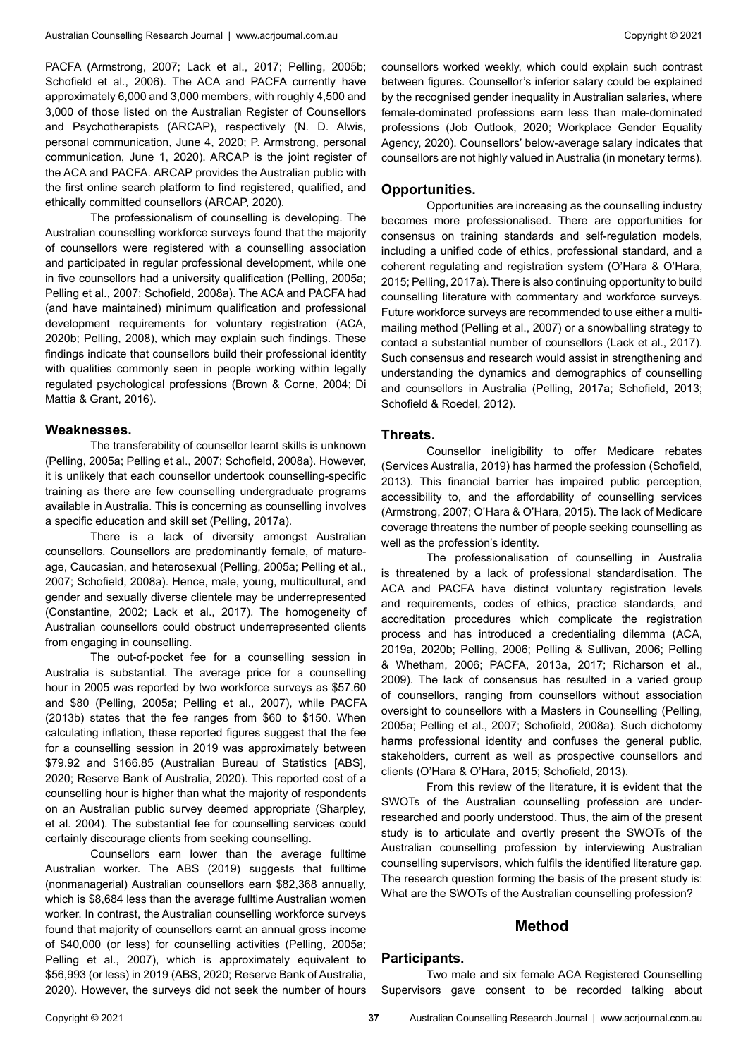PACFA (Armstrong, 2007; Lack et al., 2017; Pelling, 2005b; Schofield et al., 2006). The ACA and PACFA currently have approximately 6,000 and 3,000 members, with roughly 4,500 and 3,000 of those listed on the Australian Register of Counsellors and Psychotherapists (ARCAP), respectively (N. D. Alwis, personal communication, June 4, 2020; P. Armstrong, personal communication, June 1, 2020). ARCAP is the joint register of the ACA and PACFA. ARCAP provides the Australian public with the first online search platform to find registered, qualified, and ethically committed counsellors (ARCAP, 2020).

The professionalism of counselling is developing. The Australian counselling workforce surveys found that the majority of counsellors were registered with a counselling association and participated in regular professional development, while one in five counsellors had a university qualification (Pelling, 2005a; Pelling et al., 2007; Schofield, 2008a). The ACA and PACFA had (and have maintained) minimum qualification and professional development requirements for voluntary registration (ACA, 2020b; Pelling, 2008), which may explain such findings. These findings indicate that counsellors build their professional identity with qualities commonly seen in people working within legally regulated psychological professions (Brown & Corne, 2004; Di Mattia & Grant, 2016).

### Weaknesses.

The transferability of counsellor learnt skills is unknown (Pelling, 2005a; Pelling et al., 2007; Schofield, 2008a). However, it is unlikely that each counsellor undertook counselling-specific training as there are few counselling undergraduate programs available in Australia. This is concerning as counselling involves a specific education and skill set (Pelling, 2017a).

There is a lack of diversity amongst Australian counsellors. Counsellors are predominantly female, of mature-age, Caucasian, and heterosexual (Pelling, 2005a; Pelling et al., 2007; Schofield, 2008a). Hence, male, young, multicultural, and gender and sexually diverse clientele may be underrepresented (Constantine, 2002; Lack et al., 2017). The homogeneity of Australian counsellors could obstruct underrepresented clients from engaging in counselling.

The out-of-pocket fee for a counselling session in Australia is substantial. The average price for a counselling hour in 2005 was reported by two workforce surveys as $57.60 and $80 (Pelling, 2005a; Pelling et al., 2007), while PACFA (2013b) states that the fee ranges from $60 to $150. When calculating inflation, these reported figures suggest that the fee for a counselling session in 2019 was approximately between $79.92 and $166.85 (Australian Bureau of Statistics [ABS], 2020; Reserve Bank of Australia, 2020). This reported cost of a counselling hour is higher than what the majority of respondents on an Australian public survey deemed appropriate (Sharpley, et al. 2004). The substantial fee for counselling services could certainly discourage clients from seeking counselling.

Counsellors earn lower than the average fulltime Australian worker. The ABS (2019) suggests that fulltime (nonmanagerial) Australian counsellors earn $82,368 annually, which is $8,684 less than the average fulltime Australian women worker. In contrast, the Australian counselling workforce surveys found that majority of counsellors earnt an annual gross income of $40,000 (or less) for counselling activities (Pelling, 2005a; Pelling et al., 2007), which is approximately equivalent to $56,993 (or less) in 2019 (ABS, 2020; Reserve Bank of Australia, 2020). However, the surveys did not seek the number of hours counsellors worked weekly, which could explain such contrast between figures. Counsellor's inferior salary could be explained by the recognised gender inequality in Australian salaries, where female-dominated professions earn less than male-dominated professions (Job Outlook, 2020; Workplace Gender Equality Agency, 2020). Counsellors' below-average salary indicates that counsellors are not highly valued in Australia (in monetary terms).

### Opportunities.

Opportunities are increasing as the counselling industry becomes more professionalised. There are opportunities for consensus on training standards and self-regulation models, including a unified code of ethics, professional standard, and a coherent regulating and registration system (O'Hara & O'Hara, 2015; Pelling, 2017a). There is also continuing opportunity to build counselling literature with commentary and workforce surveys. Future workforce surveys are recommended to use either a multi-mailing method (Pelling et al., 2007) or a snowballing strategy to contact a substantial number of counsellors (Lack et al., 2017). Such consensus and research would assist in strengthening and understanding the dynamics and demographics of counselling and counsellors in Australia (Pelling, 2017a; Schofield, 2013; Schofield & Roedel, 2012).

### Threats.

Counsellor ineligibility to offer Medicare rebates (Services Australia, 2019) has harmed the profession (Schofield, 2013). This financial barrier has impaired public perception, accessibility to, and the affordability of counselling services (Armstrong, 2007; O'Hara & O'Hara, 2015). The lack of Medicare coverage threatens the number of people seeking counselling as well as the profession's identity.

The professionalisation of counselling in Australia is threatened by a lack of professional standardisation. The ACA and PACFA have distinct voluntary registration levels and requirements, codes of ethics, practice standards, and accreditation procedures which complicate the registration process and has introduced a credentialing dilemma (ACA, 2019a, 2020b; Pelling, 2006; Pelling & Sullivan, 2006; Pelling & Whetham, 2006; PACFA, 2013a, 2017; Richarson et al., 2009). The lack of consensus has resulted in a varied group of counsellors, ranging from counsellors without association oversight to counsellors with a Masters in Counselling (Pelling, 2005a; Pelling et al., 2007; Schofield, 2008a). Such dichotomy harms professional identity and confuses the general public, stakeholders, current as well as prospective counsellors and clients (O'Hara & O'Hara, 2015; Schofield, 2013).

From this review of the literature, it is evident that the SWOTs of the Australian counselling profession are under-researched and poorly understood. Thus, the aim of the present study is to articulate and overtly present the SWOTs of the Australian counselling profession by interviewing Australian counselling supervisors, which fulfils the identified literature gap. The research question forming the basis of the present study is: What are the SWOTs of the Australian counselling profession?

## Method

### Participants.

Two male and six female ACA Registered Counselling Supervisors gave consent to be recorded talking about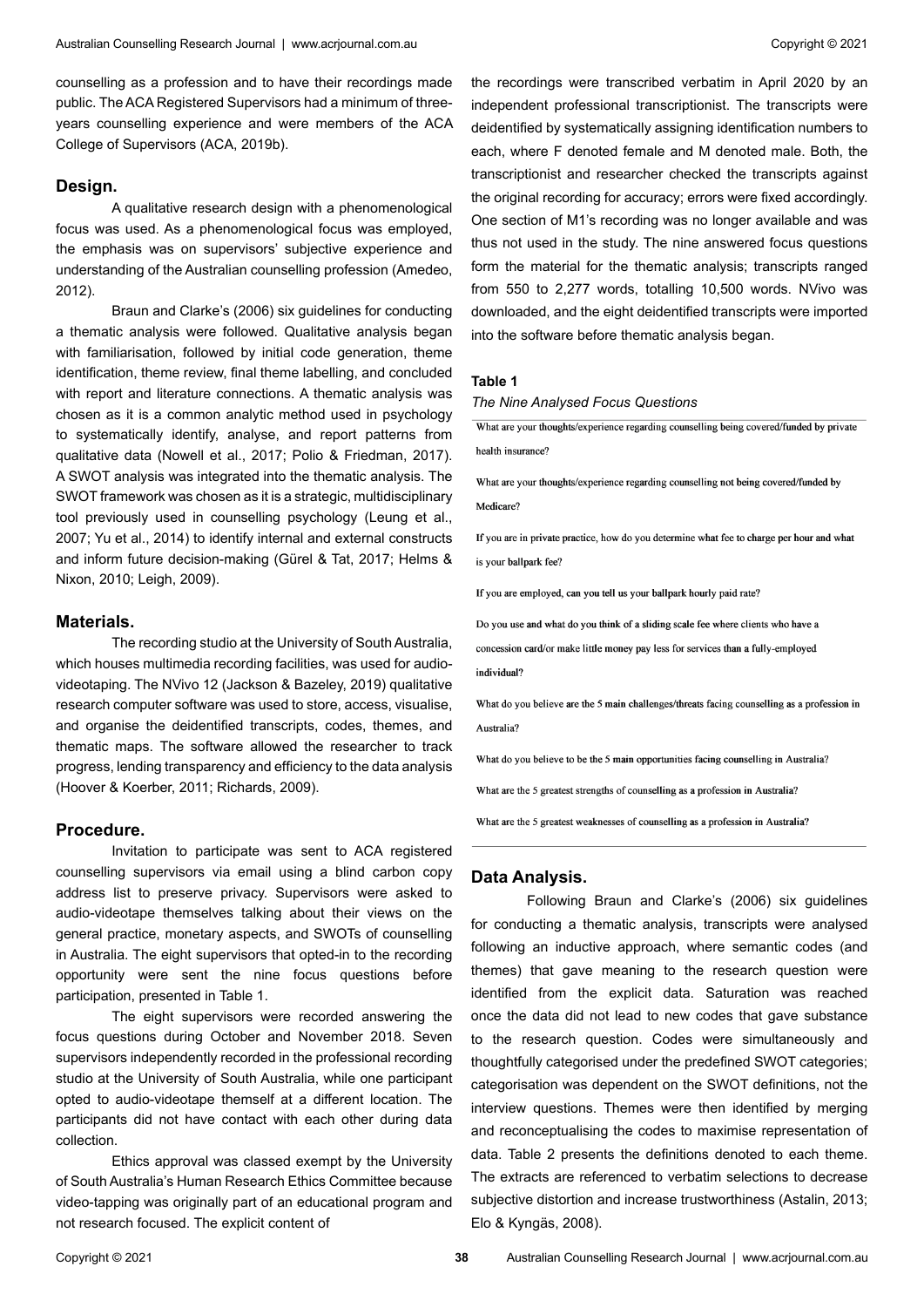counselling as a profession and to have their recordings made public. The ACA Registered Supervisors had a minimum of three-years counselling experience and were members of the ACA College of Supervisors (ACA, 2019b).

### Design.

A qualitative research design with a phenomenological focus was used. As a phenomenological focus was employed, the emphasis was on supervisors' subjective experience and understanding of the Australian counselling profession (Amedeo, 2012).

Braun and Clarke's (2006) six guidelines for conducting a thematic analysis were followed. Qualitative analysis began with familiarisation, followed by initial code generation, theme identification, theme review, final theme labelling, and concluded with report and literature connections. A thematic analysis was chosen as it is a common analytic method used in psychology to systematically identify, analyse, and report patterns from qualitative data (Nowell et al., 2017; Polio & Friedman, 2017). A SWOT analysis was integrated into the thematic analysis. The SWOT framework was chosen as it is a strategic, multidisciplinary tool previously used in counselling psychology (Leung et al., 2007; Yu et al., 2014) to identify internal and external constructs and inform future decision-making (Gürel & Tat, 2017; Helms & Nixon, 2010; Leigh, 2009).

### Materials.

The recording studio at the University of South Australia, which houses multimedia recording facilities, was used for audio-videotaping. The NVivo 12 (Jackson & Bazeley, 2019) qualitative research computer software was used to store, access, visualise, and organise the deidentified transcripts, codes, themes, and thematic maps. The software allowed the researcher to track progress, lending transparency and efficiency to the data analysis (Hoover & Koerber, 2011; Richards, 2009).

### Procedure.

Invitation to participate was sent to ACA registered counselling supervisors via email using a blind carbon copy address list to preserve privacy. Supervisors were asked to audio-videotape themselves talking about their views on the general practice, monetary aspects, and SWOTs of counselling in Australia. The eight supervisors that opted-in to the recording opportunity were sent the nine focus questions before participation, presented in Table 1.

The eight supervisors were recorded answering the focus questions during October and November 2018. Seven supervisors independently recorded in the professional recording studio at the University of South Australia, while one participant opted to audio-videotape themself at a different location. The participants did not have contact with each other during data collection.

Ethics approval was classed exempt by the University of South Australia's Human Research Ethics Committee because video-tapping was originally part of an educational program and not research focused. The explicit content of the recordings were transcribed verbatim in April 2020 by an independent professional transcriptionist. The transcripts were deidentified by systematically assigning identification numbers to each, where F denoted female and M denoted male. Both, the transcriptionist and researcher checked the transcripts against the original recording for accuracy; errors were fixed accordingly. One section of M1's recording was no longer available and was thus not used in the study. The nine answered focus questions form the material for the thematic analysis; transcripts ranged from 550 to 2,277 words, totalling 10,500 words. NVivo was downloaded, and the eight deidentified transcripts were imported into the software before thematic analysis began.

**Table 1**

*The Nine Analysed Focus Questions*

| |
|---|
| What are your thoughts/experience regarding counselling being covered/funded by private health insurance? |
| What are your thoughts/experience regarding counselling not being covered/funded by Medicare? |
| If you are in private practice, how do you determine what fee to charge per hour and what is your ballpark fee? |
| If you are employed, can you tell us your ballpark hourly paid rate? |
| Do you use and what do you think of a sliding scale fee where clients who have a concession card/or make little money pay less for services than a fully-employed individual? |
| What do you believe are the 5 main challenges/threats facing counselling as a profession in Australia? |
| What do you believe to be the 5 main opportunities facing counselling in Australia? |
| What are the 5 greatest strengths of counselling as a profession in Australia? |
| What are the 5 greatest weaknesses of counselling as a profession in Australia? |

### Data Analysis.

Following Braun and Clarke's (2006) six guidelines for conducting a thematic analysis, transcripts were analysed following an inductive approach, where semantic codes (and themes) that gave meaning to the research question were identified from the explicit data. Saturation was reached once the data did not lead to new codes that gave substance to the research question. Codes were simultaneously and thoughtfully categorised under the predefined SWOT categories; categorisation was dependent on the SWOT definitions, not the interview questions. Themes were then identified by merging and reconceptualising the codes to maximise representation of data. Table 2 presents the definitions denoted to each theme. The extracts are referenced to verbatim selections to decrease subjective distortion and increase trustworthiness (Astalin, 2013; Elo & Kyngäs, 2008).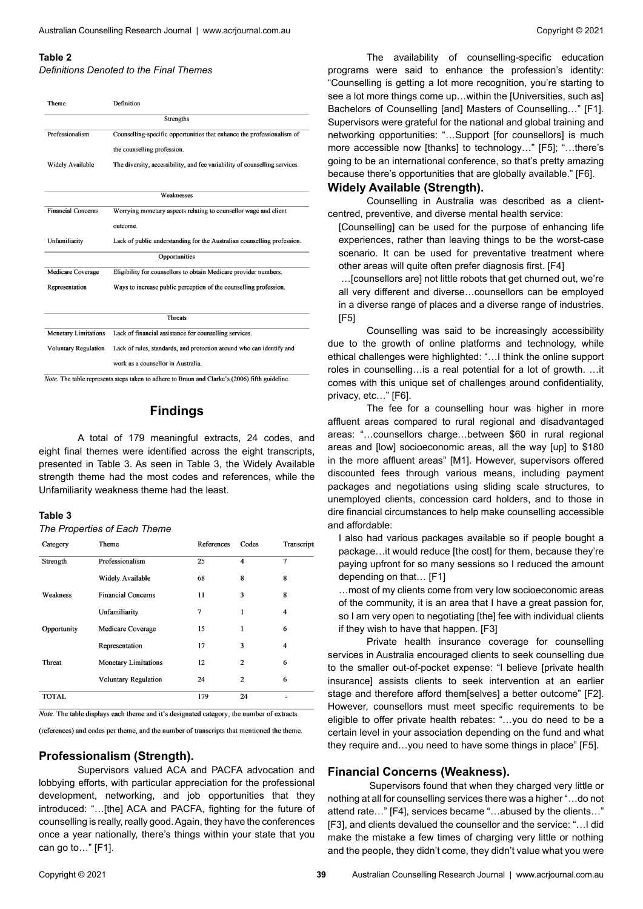**Table 2**

*Definitions Denoted to the Final Themes*

| Theme | Definition |
|---|---|
| | Strengths |
| Professionalism | Counselling-specific opportunities that enhance the professionalism of the counselling profession. |
| Widely Available | The diversity, accessibility, and fee variability of counselling services. |
| | Weaknesses |
| Financial Concerns | Worrying monetary aspects relating to counsellor wage and client outcome. |
| Unfamiliarity | Lack of public understanding for the Australian counselling profession. |
| | Opportunities |
| Medicare Coverage | Eligibility for counsellors to obtain Medicare provider numbers. |
| Representation | Ways to increase public perception of the counselling profession. |
| | Threats |
| Monetary Limitations | Lack of financial assistance for counselling services. |
| Voluntary Regulation | Lack of rules, standards, and protection around who can identify and work as a counsellor in Australia. |

*Note.* The table represents steps taken to adhere to Braun and Clarke's (2006) fifth guideline.

## Findings

A total of 179 meaningful extracts, 24 codes, and eight final themes were identified across the eight transcripts, presented in Table 3. As seen in Table 3, the Widely Available strength theme had the most codes and references, while the Unfamiliarity weakness theme had the least.

**Table 3**

*The Properties of Each Theme*

| Category | Theme | References | Codes | Transcripts |
|---|---|---|---|---|
| Strength | Professionalism | 25 | 4 | 7 |
| | Widely Available | 68 | 8 | 8 |
| Weakness | Financial Concerns | 11 | 3 | 8 |
| | Unfamiliarity | 7 | 1 | 4 |
| Opportunity | Medicare Coverage | 15 | 1 | 6 |
| | Representation | 17 | 3 | 4 |
| Threat | Monetary Limitations | 12 | 2 | 6 |
| | Voluntary Regulation | 24 | 2 | 6 |
| TOTAL | | 179 | 24 | - |

*Note.* The table displays each theme and it's designated category, the number of extracts (references) and codes per theme, and the number of transcripts that mentioned the theme.

### Professionalism (Strength).

Supervisors valued ACA and PACFA advocation and lobbying efforts, with particular appreciation for the professional development, networking, and job opportunities that they introduced: "…[the] ACA and PACFA, fighting for the future of counselling is really, really good. Again, they have the conferences once a year nationally, there's things within your state that you can go to…" [F1].

The availability of counselling-specific education programs were said to enhance the profession's identity: "Counselling is getting a lot more recognition, you're starting to see a lot more things come up…within the [Universities, such as] Bachelors of Counselling [and] Masters of Counselling…" [F1]. Supervisors were grateful for the national and global training and networking opportunities: "…Support [for counsellors] is much more accessible now [thanks] to technology…" [F5]; "…there's going to be an international conference, so that's pretty amazing because there's opportunities that are globally available." [F6].

### Widely Available (Strength).

Counselling in Australia was described as a client-centred, preventive, and diverse mental health service:

> [Counselling] can be used for the purpose of enhancing life experiences, rather than leaving things to be the worst-case scenario. It can be used for preventative treatment where other areas will quite often prefer diagnosis first. [F4]

> …[counsellors are] not little robots that get churned out, we're all very different and diverse…counsellors can be employed in a diverse range of places and a diverse range of industries. [F5]

Counselling was said to be increasingly accessibility due to the growth of online platforms and technology, while ethical challenges were highlighted: "…I think the online support roles in counselling…is a real potential for a lot of growth. …it comes with this unique set of challenges around confidentiality, privacy, etc…" [F6].

The fee for a counselling hour was higher in more affluent areas compared to rural regional and disadvantaged areas: "…counsellors charge…between $60 in rural regional areas and [low] socioeconomic areas, all the way [up] to $180 in the more affluent areas" [M1]. However, supervisors offered discounted fees through various means, including payment packages and negotiations using sliding scale structures, to unemployed clients, concession card holders, and to those in dire financial circumstances to help make counselling accessible and affordable:

> I also had various packages available so if people bought a package…it would reduce [the cost] for them, because they're paying upfront for so many sessions so I reduced the amount depending on that… [F1]

> …most of my clients come from very low socioeconomic areas of the community, it is an area that I have a great passion for, so I am very open to negotiating [the] fee with individual clients if they wish to have that happen. [F3]

Private health insurance coverage for counselling services in Australia encouraged clients to seek counselling due to the smaller out-of-pocket expense: "I believe [private health insurance] assists clients to seek intervention at an earlier stage and therefore afford them[selves] a better outcome" [F2]. However, counsellors must meet specific requirements to be eligible to offer private health rebates: "…you do need to be a certain level in your association depending on the fund and what they require and…you need to have some things in place" [F5].

### Financial Concerns (Weakness).

Supervisors found that when they charged very little or nothing at all for counselling services there was a higher "…do not attend rate…" [F4], services became "…abused by the clients…" [F3], and clients devalued the counsellor and the service: "…I did make the mistake a few times of charging very little or nothing and the people, they didn't come, they didn't value what you were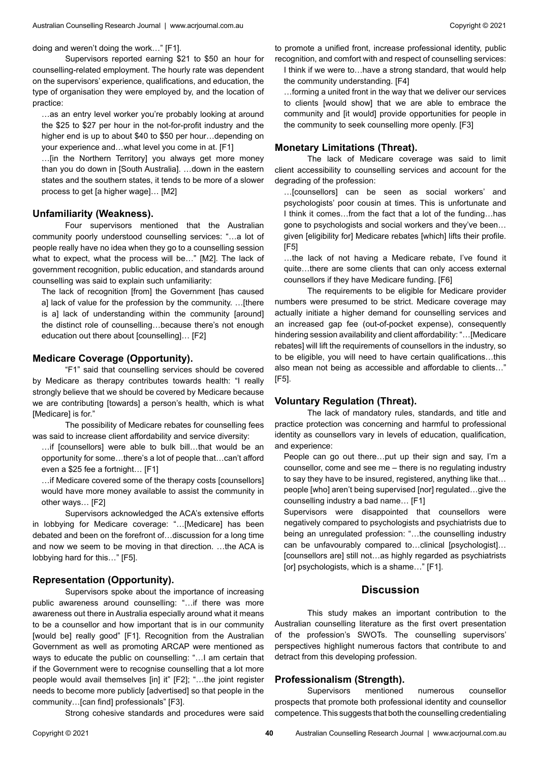doing and weren't doing the work…" [F1].

Supervisors reported earning $21 to $50 an hour for counselling-related employment. The hourly rate was dependent on the supervisors' experience, qualifications, and education, the type of organisation they were employed by, and the location of practice:

> …as an entry level worker you're probably looking at around the $25 to $27 per hour in the not-for-profit industry and the higher end is up to about $40 to $50 per hour…depending on your experience and…what level you come in at. [F1]

> …[in the Northern Territory] you always get more money than you do down in [South Australia]. …down in the eastern states and the southern states, it tends to be more of a slower process to get [a higher wage]… [M2]

### Unfamiliarity (Weakness).

Four supervisors mentioned that the Australian community poorly understood counselling services: "…a lot of people really have no idea when they go to a counselling session what to expect, what the process will be…" [M2]. The lack of government recognition, public education, and standards around counselling was said to explain such unfamiliarity:

> The lack of recognition [from] the Government [has caused a] lack of value for the profession by the community. …[there is a] lack of understanding within the community [around] the distinct role of counselling…because there's not enough education out there about [counselling]… [F2]

### Medicare Coverage (Opportunity).

"F1" said that counselling services should be covered by Medicare as therapy contributes towards health: "I really strongly believe that we should be covered by Medicare because we are contributing [towards] a person's health, which is what [Medicare] is for."

The possibility of Medicare rebates for counselling fees was said to increase client affordability and service diversity:

> …if [counsellors] were able to bulk bill…that would be an opportunity for some…there's a lot of people that…can't afford even a $25 fee a fortnight… [F1]

> …if Medicare covered some of the therapy costs [counsellors] would have more money available to assist the community in other ways… [F2]

Supervisors acknowledged the ACA's extensive efforts in lobbying for Medicare coverage: "…[Medicare] has been debated and been on the forefront of…discussion for a long time and now we seem to be moving in that direction. …the ACA is lobbying hard for this…" [F5].

### Representation (Opportunity).

Supervisors spoke about the importance of increasing public awareness around counselling: "…if there was more awareness out there in Australia especially around what it means to be a counsellor and how important that is in our community [would be] really good" [F1]. Recognition from the Australian Government as well as promoting ARCAP were mentioned as ways to educate the public on counselling: "…I am certain that if the Government were to recognise counselling that a lot more people would avail themselves [in] it" [F2]; "…the joint register needs to become more publicly [advertised] so that people in the community…[can find] professionals" [F3].

Strong cohesive standards and procedures were said to promote a unified front, increase professional identity, public recognition, and comfort with and respect of counselling services:

> I think if we were to…have a strong standard, that would help the community understanding. [F4]

> …forming a united front in the way that we deliver our services to clients [would show] that we are able to embrace the community and [it would] provide opportunities for people in the community to seek counselling more openly. [F3]

### Monetary Limitations (Threat).

The lack of Medicare coverage was said to limit client accessibility to counselling services and account for the degrading of the profession:

> …[counsellors] can be seen as social workers' and psychologists' poor cousin at times. This is unfortunate and I think it comes…from the fact that a lot of the funding…has gone to psychologists and social workers and they've been…given [eligibility for] Medicare rebates [which] lifts their profile. [F5]

> …the lack of not having a Medicare rebate, I've found it quite…there are some clients that can only access external counsellors if they have Medicare funding. [F6]

The requirements to be eligible for Medicare provider numbers were presumed to be strict. Medicare coverage may actually initiate a higher demand for counselling services and an increased gap fee (out-of-pocket expense), consequently hindering session availability and client affordability: "…[Medicare rebates] will lift the requirements of counsellors in the industry, so to be eligible, you will need to have certain qualifications…this also mean not being as accessible and affordable to clients…" [F5].

### Voluntary Regulation (Threat).

The lack of mandatory rules, standards, and title and practice protection was concerning and harmful to professional identity as counsellors vary in levels of education, qualification, and experience:

> People can go out there…put up their sign and say, I'm a counsellor, come and see me – there is no regulating industry to say they have to be insured, registered, anything like that… people [who] aren't being supervised [nor] regulated…give the counselling industry a bad name… [F1]

> Supervisors were disappointed that counsellors were negatively compared to psychologists and psychiatrists due to being an unregulated profession: "…the counselling industry can be unfavourably compared to…clinical [psychologist]… [counsellors are] still not…as highly regarded as psychiatrists [or] psychologists, which is a shame…" [F1].

## Discussion

This study makes an important contribution to the Australian counselling literature as the first overt presentation of the profession's SWOTs. The counselling supervisors' perspectives highlight numerous factors that contribute to and detract from this developing profession.

### Professionalism (Strength).

Supervisors mentioned numerous counsellor prospects that promote both professional identity and counsellor competence. This suggests that both the counselling credentialing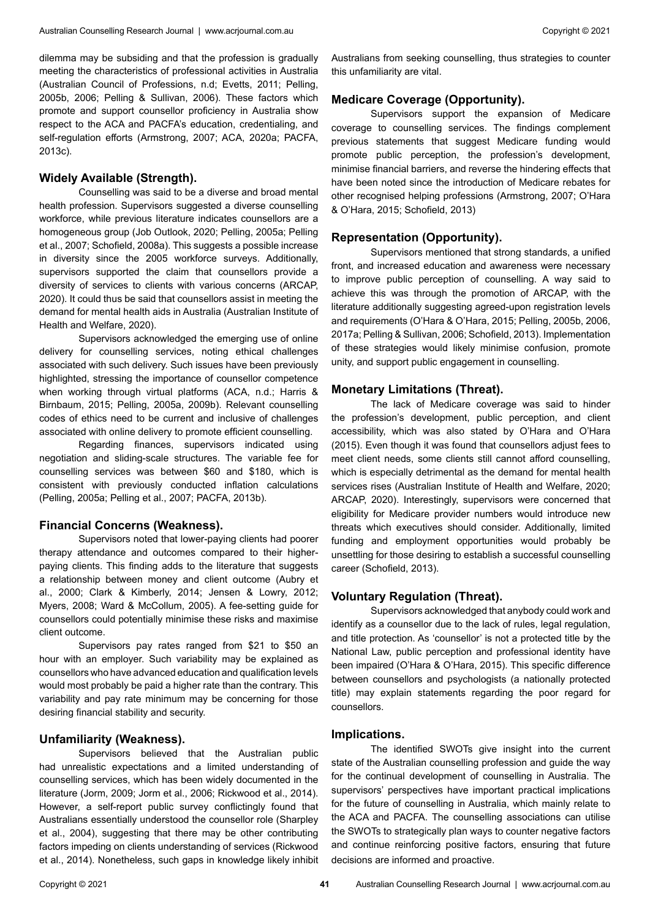dilemma may be subsiding and that the profession is gradually meeting the characteristics of professional activities in Australia (Australian Council of Professions, n.d; Evetts, 2011; Pelling, 2005b, 2006; Pelling & Sullivan, 2006). These factors which promote and support counsellor proficiency in Australia show respect to the ACA and PACFA's education, credentialing, and self-regulation efforts (Armstrong, 2007; ACA, 2020a; PACFA, 2013c).

### Widely Available (Strength).

Counselling was said to be a diverse and broad mental health profession. Supervisors suggested a diverse counselling workforce, while previous literature indicates counsellors are a homogeneous group (Job Outlook, 2020; Pelling, 2005a; Pelling et al., 2007; Schofield, 2008a). This suggests a possible increase in diversity since the 2005 workforce surveys. Additionally, supervisors supported the claim that counsellors provide a diversity of services to clients with various concerns (ARCAP, 2020). It could thus be said that counsellors assist in meeting the demand for mental health aids in Australia (Australian Institute of Health and Welfare, 2020).

Supervisors acknowledged the emerging use of online delivery for counselling services, noting ethical challenges associated with such delivery. Such issues have been previously highlighted, stressing the importance of counsellor competence when working through virtual platforms (ACA, n.d.; Harris & Birnbaum, 2015; Pelling, 2005a, 2009b). Relevant counselling codes of ethics need to be current and inclusive of challenges associated with online delivery to promote efficient counselling.

Regarding finances, supervisors indicated using negotiation and sliding-scale structures. The variable fee for counselling services was between $60 and $180, which is consistent with previously conducted inflation calculations (Pelling, 2005a; Pelling et al., 2007; PACFA, 2013b).

### Financial Concerns (Weakness).

Supervisors noted that lower-paying clients had poorer therapy attendance and outcomes compared to their higher-paying clients. This finding adds to the literature that suggests a relationship between money and client outcome (Aubry et al., 2000; Clark & Kimberly, 2014; Jensen & Lowry, 2012; Myers, 2008; Ward & McCollum, 2005). A fee-setting guide for counsellors could potentially minimise these risks and maximise client outcome.

Supervisors pay rates ranged from $21 to $50 an hour with an employer. Such variability may be explained as counsellors who have advanced education and qualification levels would most probably be paid a higher rate than the contrary. This variability and pay rate minimum may be concerning for those desiring financial stability and security.

### Unfamiliarity (Weakness).

Supervisors believed that the Australian public had unrealistic expectations and a limited understanding of counselling services, which has been widely documented in the literature (Jorm, 2009; Jorm et al., 2006; Rickwood et al., 2014). However, a self-report public survey conflictingly found that Australians essentially understood the counsellor role (Sharpley et al., 2004), suggesting that there may be other contributing factors impeding on clients understanding of services (Rickwood et al., 2014). Nonetheless, such gaps in knowledge likely inhibit Australians from seeking counselling, thus strategies to counter this unfamiliarity are vital.

### Medicare Coverage (Opportunity).

Supervisors support the expansion of Medicare coverage to counselling services. The findings complement previous statements that suggest Medicare funding would promote public perception, the profession's development, minimise financial barriers, and reverse the hindering effects that have been noted since the introduction of Medicare rebates for other recognised helping professions (Armstrong, 2007; O'Hara & O'Hara, 2015; Schofield, 2013)

### Representation (Opportunity).

Supervisors mentioned that strong standards, a unified front, and increased education and awareness were necessary to improve public perception of counselling. A way said to achieve this was through the promotion of ARCAP, with the literature additionally suggesting agreed-upon registration levels and requirements (O'Hara & O'Hara, 2015; Pelling, 2005b, 2006, 2017a; Pelling & Sullivan, 2006; Schofield, 2013). Implementation of these strategies would likely minimise confusion, promote unity, and support public engagement in counselling.

### Monetary Limitations (Threat).

The lack of Medicare coverage was said to hinder the profession's development, public perception, and client accessibility, which was also stated by O'Hara and O'Hara (2015). Even though it was found that counsellors adjust fees to meet client needs, some clients still cannot afford counselling, which is especially detrimental as the demand for mental health services rises (Australian Institute of Health and Welfare, 2020; ARCAP, 2020). Interestingly, supervisors were concerned that eligibility for Medicare provider numbers would introduce new threats which executives should consider. Additionally, limited funding and employment opportunities would probably be unsettling for those desiring to establish a successful counselling career (Schofield, 2013).

### Voluntary Regulation (Threat).

Supervisors acknowledged that anybody could work and identify as a counsellor due to the lack of rules, legal regulation, and title protection. As 'counsellor' is not a protected title by the National Law, public perception and professional identity have been impaired (O'Hara & O'Hara, 2015). This specific difference between counsellors and psychologists (a nationally protected title) may explain statements regarding the poor regard for counsellors.

### Implications.

The identified SWOTs give insight into the current state of the Australian counselling profession and guide the way for the continual development of counselling in Australia. The supervisors' perspectives have important practical implications for the future of counselling in Australia, which mainly relate to the ACA and PACFA. The counselling associations can utilise the SWOTs to strategically plan ways to counter negative factors and continue reinforcing positive factors, ensuring that future decisions are informed and proactive.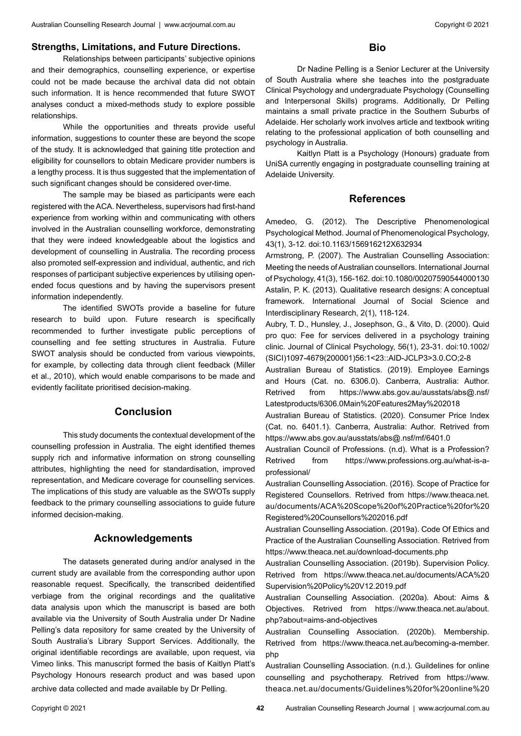### Strengths, Limitations, and Future Directions.

Relationships between participants' subjective opinions and their demographics, counselling experience, or expertise could not be made because the archival data did not obtain such information. It is hence recommended that future SWOT analyses conduct a mixed-methods study to explore possible relationships.

While the opportunities and threats provide useful information, suggestions to counter these are beyond the scope of the study. It is acknowledged that gaining title protection and eligibility for counsellors to obtain Medicare provider numbers is a lengthy process. It is thus suggested that the implementation of such significant changes should be considered over-time.

The sample may be biased as participants were each registered with the ACA. Nevertheless, supervisors had first-hand experience from working within and communicating with others involved in the Australian counselling workforce, demonstrating that they were indeed knowledgeable about the logistics and development of counselling in Australia. The recording process also promoted self-expression and individual, authentic, and rich responses of participant subjective experiences by utilising open-ended focus questions and by having the supervisors present information independently.

The identified SWOTs provide a baseline for future research to build upon. Future research is specifically recommended to further investigate public perceptions of counselling and fee setting structures in Australia. Future SWOT analysis should be conducted from various viewpoints, for example, by collecting data through client feedback (Miller et al., 2010), which would enable comparisons to be made and evidently facilitate prioritised decision-making.

## Conclusion

This study documents the contextual development of the counselling profession in Australia. The eight identified themes supply rich and informative information on strong counselling attributes, highlighting the need for standardisation, improved representation, and Medicare coverage for counselling services. The implications of this study are valuable as the SWOTs supply feedback to the primary counselling associations to guide future informed decision-making.

## Acknowledgements

The datasets generated during and/or analysed in the current study are available from the corresponding author upon reasonable request. Specifically, the transcribed deidentified verbiage from the original recordings and the qualitative data analysis upon which the manuscript is based are both available via the University of South Australia under Dr Nadine Pelling's data repository for same created by the University of South Australia's Library Support Services. Additionally, the original identifiable recordings are available, upon request, via Vimeo links. This manuscript formed the basis of Kaitlyn Platt's Psychology Honours research product and was based upon archive data collected and made available by Dr Pelling.

## Bio

Dr Nadine Pelling is a Senior Lecturer at the University of South Australia where she teaches into the postgraduate Clinical Psychology and undergraduate Psychology (Counselling and Interpersonal Skills) programs. Additionally, Dr Pelling maintains a small private practice in the Southern Suburbs of Adelaide. Her scholarly work involves article and textbook writing relating to the professional application of both counselling and psychology in Australia.

Kaitlyn Platt is a Psychology (Honours) graduate from UniSA currently engaging in postgraduate counselling training at Adelaide University.

## References

Amedeo, G. (2012). The Descriptive Phenomenological Psychological Method. Journal of Phenomenological Psychology, 43(1), 3-12. doi:10.1163/156916212X632934

Armstrong, P. (2007). The Australian Counselling Association: Meeting the needs of Australian counsellors. International Journal of Psychology, 41(3), 156-162. doi:10.1080/00207590544000130

Astalin, P. K. (2013). Qualitative research designs: A conceptual framework. International Journal of Social Science and Interdisciplinary Research, 2(1), 118-124.

Aubry, T. D., Hunsley, J., Josephson, G., & Vito, D. (2000). Quid pro quo: Fee for services delivered in a psychology training clinic. Journal of Clinical Psychology, 56(1), 23-31. doi:10.1002/(SICI)1097-4679(200001)56:1<23::AID-JCLP3>3.0.CO;2-8

Australian Bureau of Statistics. (2019). Employee Earnings and Hours (Cat. no. 6306.0). Canberra, Australia: Author. Retrived from https://www.abs.gov.au/ausstats/abs@.nsf/Latestproducts/6306.0Main%20Features2May%202018

Australian Bureau of Statistics. (2020). Consumer Price Index (Cat. no. 6401.1). Canberra, Australia: Author. Retrived from https://www.abs.gov.au/ausstats/abs@.nsf/mf/6401.0

Australian Council of Professions. (n.d). What is a Profession? Retrived from https://www.professions.org.au/what-is-a-professional/

Australian Counselling Association. (2016). Scope of Practice for Registered Counsellors. Retrived from https://www.theaca.net.au/documents/ACA%20Scope%20of%20Practice%20for%20Registered%20Counsellors%202016.pdf

Australian Counselling Association. (2019a). Code Of Ethics and Practice of the Australian Counselling Association. Retrived from https://www.theaca.net.au/download-documents.php

Australian Counselling Association. (2019b). Supervision Policy. Retrived from https://www.theaca.net.au/documents/ACA%20Supervision%20Policy%20V12.2019.pdf

Australian Counselling Association. (2020a). About: Aims & Objectives. Retrived from https://www.theaca.net.au/about.php?about=aims-and-objectives

Australian Counselling Association. (2020b). Membership. Retrived from https://www.theaca.net.au/becoming-a-member.php

Australian Counselling Association. (n.d.). Guildelines for online counselling and psychotherapy. Retrived from https://www.theaca.net.au/documents/Guidelines%20for%20online%20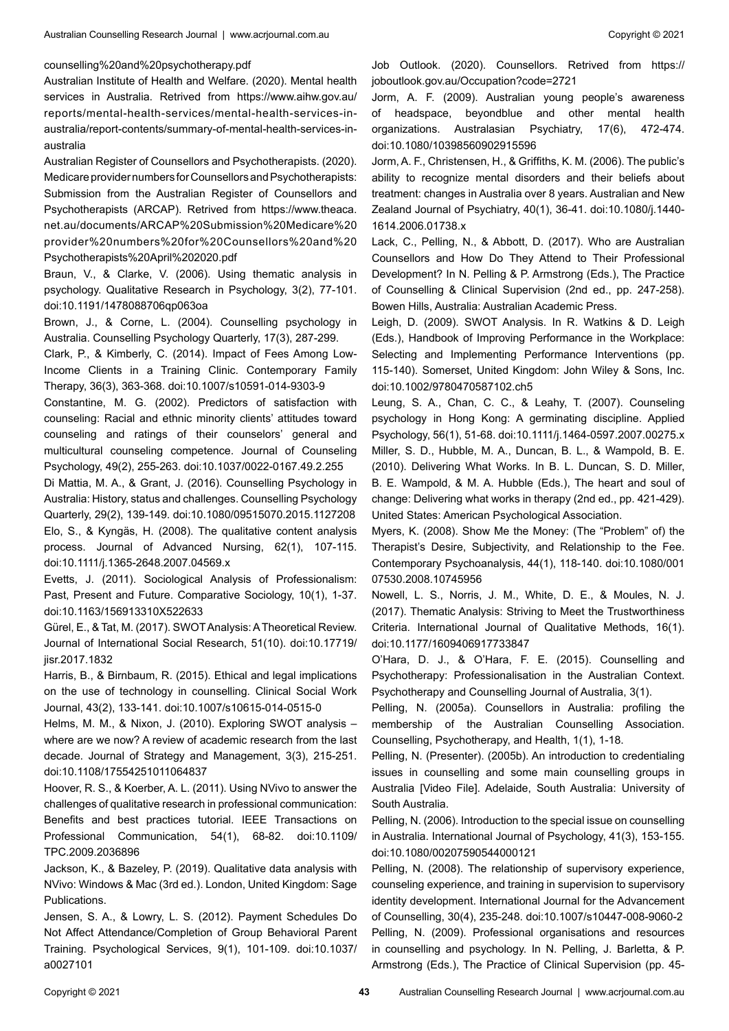counselling%20and%20psychotherapy.pdf

Australian Institute of Health and Welfare. (2020). Mental health services in Australia. Retrived from https://www.aihw.gov.au/reports/mental-health-services/mental-health-services-in-australia/report-contents/summary-of-mental-health-services-in-australia

Australian Register of Counsellors and Psychotherapists. (2020). Medicare provider numbers for Counsellors and Psychotherapists: Submission from the Australian Register of Counsellors and Psychotherapists (ARCAP). Retrived from https://www.theaca.net.au/documents/ARCAP%20Submission%20Medicare%20provider%20numbers%20for%20Counsellors%20and%20Psychotherapists%20April%202020.pdf

Braun, V., & Clarke, V. (2006). Using thematic analysis in psychology. Qualitative Research in Psychology, 3(2), 77-101. doi:10.1191/1478088706qp063oa

Brown, J., & Corne, L. (2004). Counselling psychology in Australia. Counselling Psychology Quarterly, 17(3), 287-299.

Clark, P., & Kimberly, C. (2014). Impact of Fees Among Low-Income Clients in a Training Clinic. Contemporary Family Therapy, 36(3), 363-368. doi:10.1007/s10591-014-9303-9

Constantine, M. G. (2002). Predictors of satisfaction with counseling: Racial and ethnic minority clients' attitudes toward counseling and ratings of their counselors' general and multicultural counseling competence. Journal of Counseling Psychology, 49(2), 255-263. doi:10.1037/0022-0167.49.2.255

Di Mattia, M. A., & Grant, J. (2016). Counselling Psychology in Australia: History, status and challenges. Counselling Psychology Quarterly, 29(2), 139-149. doi:10.1080/09515070.2015.1127208

Elo, S., & Kyngäs, H. (2008). The qualitative content analysis process. Journal of Advanced Nursing, 62(1), 107-115. doi:10.1111/j.1365-2648.2007.04569.x

Evetts, J. (2011). Sociological Analysis of Professionalism: Past, Present and Future. Comparative Sociology, 10(1), 1-37. doi:10.1163/156913310X522633

Gürel, E., & Tat, M. (2017). SWOT Analysis: A Theoretical Review. Journal of International Social Research, 51(10). doi:10.17719/jisr.2017.1832

Harris, B., & Birnbaum, R. (2015). Ethical and legal implications on the use of technology in counselling. Clinical Social Work Journal, 43(2), 133-141. doi:10.1007/s10615-014-0515-0

Helms, M. M., & Nixon, J. (2010). Exploring SWOT analysis – where are we now? A review of academic research from the last decade. Journal of Strategy and Management, 3(3), 215-251. doi:10.1108/17554251011064837

Hoover, R. S., & Koerber, A. L. (2011). Using NVivo to answer the challenges of qualitative research in professional communication: Benefits and best practices tutorial. IEEE Transactions on Professional Communication, 54(1), 68-82. doi:10.1109/TPC.2009.2036896

Jackson, K., & Bazeley, P. (2019). Qualitative data analysis with NVivo: Windows & Mac (3rd ed.). London, United Kingdom: Sage Publications.

Jensen, S. A., & Lowry, L. S. (2012). Payment Schedules Do Not Affect Attendance/Completion of Group Behavioral Parent Training. Psychological Services, 9(1), 101-109. doi:10.1037/a0027101

Job Outlook. (2020). Counsellors. Retrived from https://joboutlook.gov.au/Occupation?code=2721

Jorm, A. F. (2009). Australian young people's awareness of headspace, beyondblue and other mental health organizations. Australasian Psychiatry, 17(6), 472-474. doi:10.1080/10398560902915596

Jorm, A. F., Christensen, H., & Griffiths, K. M. (2006). The public's ability to recognize mental disorders and their beliefs about treatment: changes in Australia over 8 years. Australian and New Zealand Journal of Psychiatry, 40(1), 36-41. doi:10.1080/j.1440-1614.2006.01738.x

Lack, C., Pelling, N., & Abbott, D. (2017). Who are Australian Counsellors and How Do They Attend to Their Professional Development? In N. Pelling & P. Armstrong (Eds.), The Practice of Counselling & Clinical Supervision (2nd ed., pp. 247-258). Bowen Hills, Australia: Australian Academic Press.

Leigh, D. (2009). SWOT Analysis. In R. Watkins & D. Leigh (Eds.), Handbook of Improving Performance in the Workplace: Selecting and Implementing Performance Interventions (pp. 115-140). Somerset, United Kingdom: John Wiley & Sons, Inc. doi:10.1002/9780470587102.ch5

Leung, S. A., Chan, C. C., & Leahy, T. (2007). Counseling psychology in Hong Kong: A germinating discipline. Applied Psychology, 56(1), 51-68. doi:10.1111/j.1464-0597.2007.00275.x

Miller, S. D., Hubble, M. A., Duncan, B. L., & Wampold, B. E. (2010). Delivering What Works. In B. L. Duncan, S. D. Miller, B. E. Wampold, & M. A. Hubble (Eds.), The heart and soul of change: Delivering what works in therapy (2nd ed., pp. 421-429). United States: American Psychological Association.

Myers, K. (2008). Show Me the Money: (The "Problem" of) the Therapist's Desire, Subjectivity, and Relationship to the Fee. Contemporary Psychoanalysis, 44(1), 118-140. doi:10.1080/00107530.2008.10745956

Nowell, L. S., Norris, J. M., White, D. E., & Moules, N. J. (2017). Thematic Analysis: Striving to Meet the Trustworthiness Criteria. International Journal of Qualitative Methods, 16(1). doi:10.1177/1609406917733847

O'Hara, D. J., & O'Hara, F. E. (2015). Counselling and Psychotherapy: Professionalisation in the Australian Context. Psychotherapy and Counselling Journal of Australia, 3(1).

Pelling, N. (2005a). Counsellors in Australia: profiling the membership of the Australian Counselling Association. Counselling, Psychotherapy, and Health, 1(1), 1-18.

Pelling, N. (Presenter). (2005b). An introduction to credentialing issues in counselling and some main counselling groups in Australia [Video File]. Adelaide, South Australia: University of South Australia.

Pelling, N. (2006). Introduction to the special issue on counselling in Australia. International Journal of Psychology, 41(3), 153-155. doi:10.1080/00207590544000121

Pelling, N. (2008). The relationship of supervisory experience, counseling experience, and training in supervision to supervisory identity development. International Journal for the Advancement of Counselling, 30(4), 235-248. doi:10.1007/s10447-008-9060-2

Pelling, N. (2009). Professional organisations and resources in counselling and psychology. In N. Pelling, J. Barletta, & P. Armstrong (Eds.), The Practice of Clinical Supervision (pp. 45-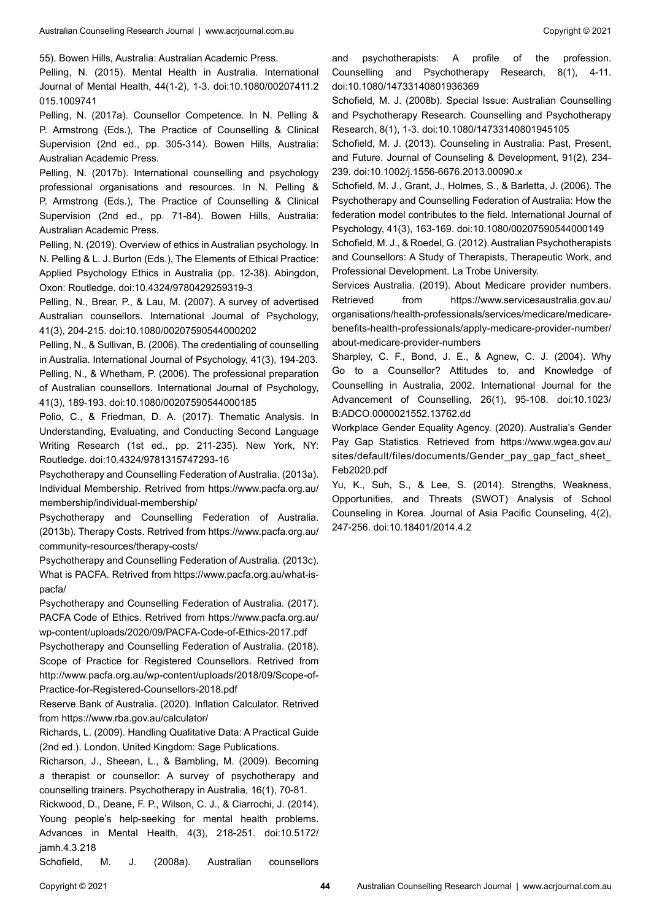55). Bowen Hills, Australia: Australian Academic Press.

Pelling, N. (2015). Mental Health in Australia. International Journal of Mental Health, 44(1-2), 1-3. doi:10.1080/00207411.2015.1009741

Pelling, N. (2017a). Counsellor Competence. In N. Pelling & P. Armstrong (Eds.), The Practice of Counselling & Clinical Supervision (2nd ed., pp. 305-314). Bowen Hills, Australia: Australian Academic Press.

Pelling, N. (2017b). International counselling and psychology professional organisations and resources. In N. Pelling & P. Armstrong (Eds.), The Practice of Counselling & Clinical Supervision (2nd ed., pp. 71-84). Bowen Hills, Australia: Australian Academic Press.

Pelling, N. (2019). Overview of ethics in Australian psychology. In N. Pelling & L. J. Burton (Eds.), The Elements of Ethical Practice: Applied Psychology Ethics in Australia (pp. 12-38). Abingdon, Oxon: Routledge. doi:10.4324/9780429259319-3

Pelling, N., Brear, P., & Lau, M. (2007). A survey of advertised Australian counsellors. International Journal of Psychology, 41(3), 204-215. doi:10.1080/00207590544000202

Pelling, N., & Sullivan, B. (2006). The credentialing of counselling in Australia. International Journal of Psychology, 41(3), 194-203.

Pelling, N., & Whetham, P. (2006). The professional preparation of Australian counsellors. International Journal of Psychology, 41(3), 189-193. doi:10.1080/00207590544000185

Polio, C., & Friedman, D. A. (2017). Thematic Analysis. In Understanding, Evaluating, and Conducting Second Language Writing Research (1st ed., pp. 211-235). New York, NY: Routledge. doi:10.4324/9781315747293-16

Psychotherapy and Counselling Federation of Australia. (2013a). Individual Membership. Retrived from https://www.pacfa.org.au/membership/individual-membership/

Psychotherapy and Counselling Federation of Australia. (2013b). Therapy Costs. Retrived from https://www.pacfa.org.au/community-resources/therapy-costs/

Psychotherapy and Counselling Federation of Australia. (2013c). What is PACFA. Retrived from https://www.pacfa.org.au/what-is-pacfa/

Psychotherapy and Counselling Federation of Australia. (2017). PACFA Code of Ethics. Retrived from https://www.pacfa.org.au/wp-content/uploads/2020/09/PACFA-Code-of-Ethics-2017.pdf

Psychotherapy and Counselling Federation of Australia. (2018). Scope of Practice for Registered Counsellors. Retrived from http://www.pacfa.org.au/wp-content/uploads/2018/09/Scope-of-Practice-for-Registered-Counsellors-2018.pdf

Reserve Bank of Australia. (2020). Inflation Calculator. Retrived from https://www.rba.gov.au/calculator/

Richards, L. (2009). Handling Qualitative Data: A Practical Guide (2nd ed.). London, United Kingdom: Sage Publications.

Richarson, J., Sheean, L., & Bambling, M. (2009). Becoming a therapist or counsellor: A survey of psychotherapy and counselling trainers. Psychotherapy in Australia, 16(1), 70-81.

Rickwood, D., Deane, F. P., Wilson, C. J., & Ciarrochi, J. (2014). Young people's help-seeking for mental health problems. Advances in Mental Health, 4(3), 218-251. doi:10.5172/jamh.4.3.218

Schofield, M. J. (2008a). Australian counsellors and psychotherapists: A profile of the profession. Counselling and Psychotherapy Research, 8(1), 4-11. doi:10.1080/14733140801936369

Schofield, M. J. (2008b). Special Issue: Australian Counselling and Psychotherapy Research. Counselling and Psychotherapy Research, 8(1), 1-3. doi:10.1080/14733140801945105

Schofield, M. J. (2013). Counseling in Australia: Past, Present, and Future. Journal of Counseling & Development, 91(2), 234-239. doi:10.1002/j.1556-6676.2013.00090.x

Schofield, M. J., Grant, J., Holmes, S., & Barletta, J. (2006). The Psychotherapy and Counselling Federation of Australia: How the federation model contributes to the field. International Journal of Psychology, 41(3), 163-169. doi:10.1080/00207590544000149

Schofield, M. J., & Roedel, G. (2012). Australian Psychotherapists and Counsellors: A Study of Therapists, Therapeutic Work, and Professional Development. La Trobe University.

Services Australia. (2019). About Medicare provider numbers. Retrieved from https://www.servicesaustralia.gov.au/organisations/health-professionals/services/medicare/medicare-benefits-health-professionals/apply-medicare-provider-number/about-medicare-provider-numbers

Sharpley, C. F., Bond, J. E., & Agnew, C. J. (2004). Why Go to a Counsellor? Attitudes to, and Knowledge of Counselling in Australia, 2002. International Journal for the Advancement of Counselling, 26(1), 95-108. doi:10.1023/B:ADCO.0000021552.13762.dd

Workplace Gender Equality Agency. (2020). Australia's Gender Pay Gap Statistics. Retrieved from https://www.wgea.gov.au/sites/default/files/documents/Gender_pay_gap_fact_sheet_Feb2020.pdf

Yu, K., Suh, S., & Lee, S. (2014). Strengths, Weakness, Opportunities, and Threats (SWOT) Analysis of School Counseling in Korea. Journal of Asia Pacific Counseling, 4(2), 247-256. doi:10.18401/2014.4.2